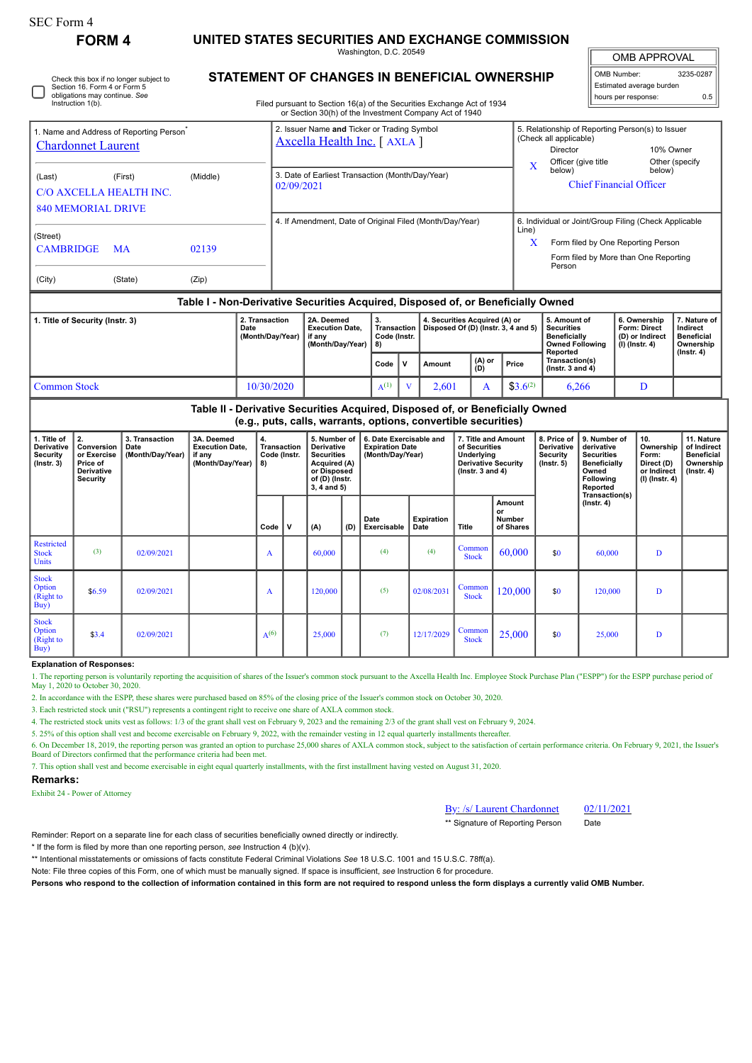SEC Form 4

**FORM 4**

# UNITED STATES SECURITIES AND EXCHANGE COMMISSION

Washington, D.C. 20549

## STATEMENT OF CHANGES IN BENEFICIAL OWNERSHIP

Filed pursuant to Section 16(a) of the Securities Exchange Act of 1934 or Section 30(h) of the Investment Company Act of 1940

| OMB APPROVAL | |
|---|---|
| OMB Number: | 3235-0287 |
| Estimated average burden | |
| hours per response: | 0.5 |

☐ Check this box if no longer subject to Section 16. Form 4 or Form 5 obligations may continue. *See* Instruction 1(b).

1. Name and Address of Reporting Person*
Chardonnet Laurent

(Last) (First) (Middle)
C/O AXCELLA HEALTH INC.
840 MEMORIAL DRIVE

(Street)
CAMBRIDGE MA 02139

(City) (State) (Zip)

2. Issuer Name **and** Ticker or Trading Symbol
Axcella Health Inc. [ AXLA ]

3. Date of Earliest Transaction (Month/Day/Year)
02/09/2021

4. If Amendment, Date of Original Filed (Month/Day/Year)

5. Relationship of Reporting Person(s) to Issuer (Check all applicable)
Director | 10% Owner
X Officer (give title below) | Other (specify below)
Chief Financial Officer

6. Individual or Joint/Group Filing (Check Applicable Line)
X Form filed by One Reporting Person
Form filed by More than One Reporting Person

### Table I - Non-Derivative Securities Acquired, Disposed of, or Beneficially Owned

| 1. Title of Security (Instr. 3) | 2. Transaction Date (Month/Day/Year) | 2A. Deemed Execution Date, if any (Month/Day/Year) | 3. Transaction Code (Instr. 8) | | 4. Securities Acquired (A) or Disposed Of (D) (Instr. 3, 4 and 5) | | | 5. Amount of Securities Beneficially Owned Following Reported Transaction(s) (Instr. 3 and 4) | 6. Ownership Form: Direct (D) or Indirect (I) (Instr. 4) | 7. Nature of Indirect Beneficial Ownership (Instr. 4) |
|---|---|---|---|---|---|---|---|---|---|---|
| | | | Code | V | Amount | (A) or (D) | Price | | | |
| Common Stock | 10/30/2020 | | A[(1)] | V | 2,601 | A | $3.6[(2)] | 6,266 | D | |

### Table II - Derivative Securities Acquired, Disposed of, or Beneficially Owned (e.g., puts, calls, warrants, options, convertible securities)

| 1. Title of Derivative Security (Instr. 3) | 2. Conversion or Exercise Price of Derivative Security | 3. Transaction Date (Month/Day/Year) | 3A. Deemed Execution Date, if any (Month/Day/Year) | 4. Transaction Code (Instr. 8) | | 5. Number of Derivative Securities Acquired (A) or Disposed of (D) (Instr. 3, 4 and 5) | | 6. Date Exercisable and Expiration Date (Month/Day/Year) | | 7. Title and Amount of Securities Underlying Derivative Security (Instr. 3 and 4) | | 8. Price of Derivative Security (Instr. 5) | 9. Number of derivative Securities Beneficially Owned Following Reported Transaction(s) (Instr. 4) | 10. Ownership Form: Direct (D) or Indirect (I) (Instr. 4) | 11. Nature of Indirect Beneficial Ownership (Instr. 4) |
|---|---|---|---|---|---|---|---|---|---|---|---|---|---|---|---|
| | | | | Code | V | (A) | (D) | Date Exercisable | Expiration Date | Title | Amount or Number of Shares | | | | |
| Restricted Stock Units | (3) | 02/09/2021 | | A | | 60,000 | | (4) | (4) | Common Stock | 60,000 | $0 | 60,000 | D | |
| Stock Option (Right to Buy) | $6.59 | 02/09/2021 | | A | | 120,000 | | (5) | 02/08/2031 | Common Stock | 120,000 | $0 | 120,000 | D | |
| Stock Option (Right to Buy) | $3.4 | 02/09/2021 | | A[(6)] | | 25,000 | | (7) | 12/17/2029 | Common Stock | 25,000 | $0 | 25,000 | D | |

**Explanation of Responses:**

1. The reporting person is voluntarily reporting the acquisition of shares of the Issuer's common stock pursuant to the Axcella Health Inc. Employee Stock Purchase Plan ("ESPP") for the ESPP purchase period of May 1, 2020 to October 30, 2020.
2. In accordance with the ESPP, these shares were purchased based on 85% of the closing price of the Issuer's common stock on October 30, 2020.
3. Each restricted stock unit ("RSU") represents a contingent right to receive one share of AXLA common stock.
4. The restricted stock units vest as follows: 1/3 of the grant shall vest on February 9, 2023 and the remaining 2/3 of the grant shall vest on February 9, 2024.
5. 25% of this option shall vest and become exercisable on February 9, 2022, with the remainder vesting in 12 equal quarterly installments thereafter.
6. On December 18, 2019, the reporting person was granted an option to purchase 25,000 shares of AXLA common stock, subject to the satisfaction of certain performance criteria. On February 9, 2021, the Issuer's Board of Directors confirmed that the performance criteria had been met.
7. This option shall vest and become exercisable in eight equal quarterly installments, with the first installment having vested on August 31, 2020.

**Remarks:**

Exhibit 24 - Power of Attorney

By: /s/ Laurent Chardonnet 02/11/2021
** Signature of Reporting Person Date

Reminder: Report on a separate line for each class of securities beneficially owned directly or indirectly.

\* If the form is filed by more than one reporting person, *see* Instruction 4 (b)(v).

** Intentional misstatements or omissions of facts constitute Federal Criminal Violations *See* 18 U.S.C. 1001 and 15 U.S.C. 78ff(a).

Note: File three copies of this Form, one of which must be manually signed. If space is insufficient, *see* Instruction 6 for procedure.

**Persons who respond to the collection of information contained in this form are not required to respond unless the form displays a currently valid OMB Number.**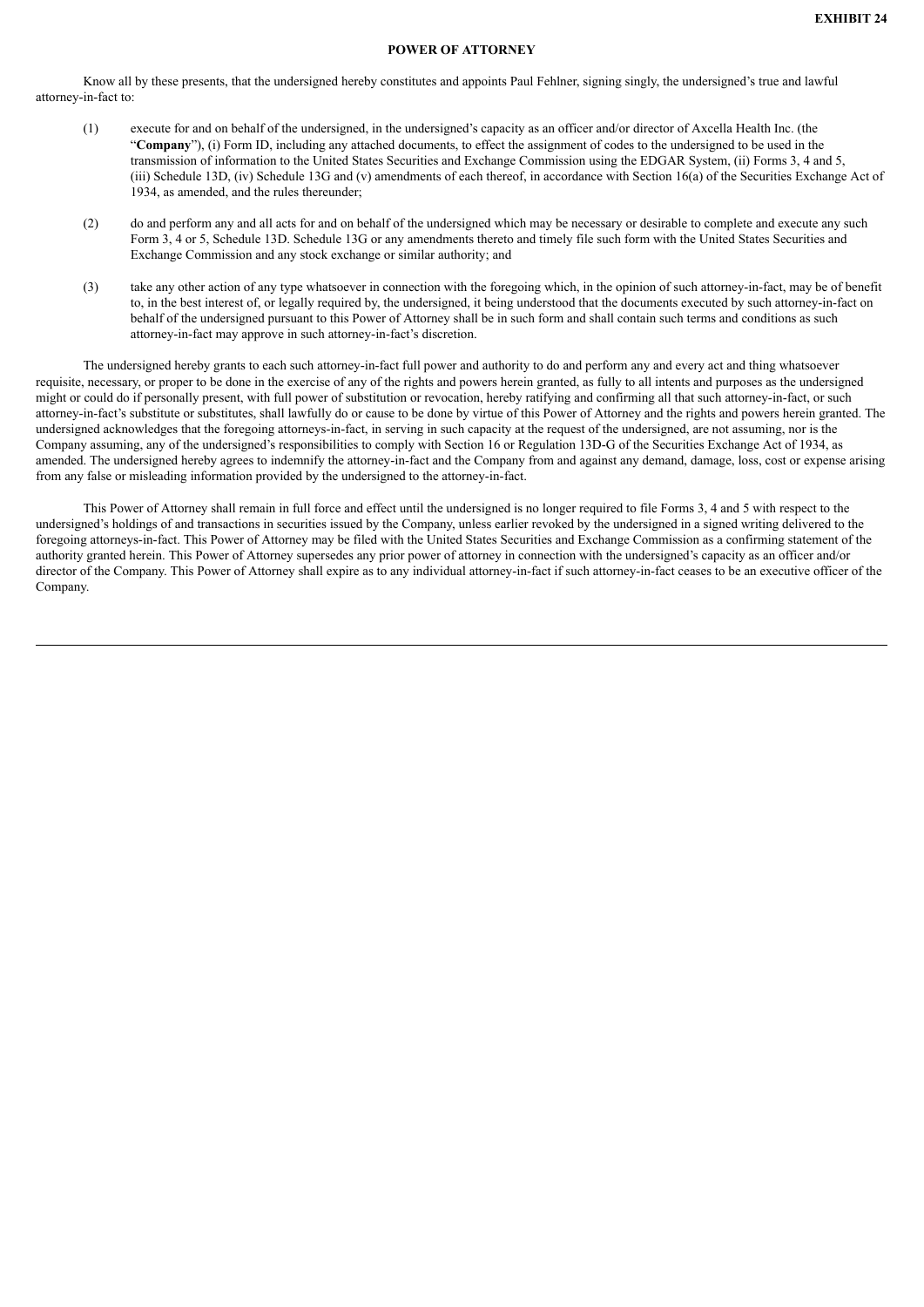**EXHIBIT 24**

**POWER OF ATTORNEY**

Know all by these presents, that the undersigned hereby constitutes and appoints Paul Fehlner, signing singly, the undersigned's true and lawful attorney-in-fact to:

(1) execute for and on behalf of the undersigned, in the undersigned's capacity as an officer and/or director of Axcella Health Inc. (the "**Company**"), (i) Form ID, including any attached documents, to effect the assignment of codes to the undersigned to be used in the transmission of information to the United States Securities and Exchange Commission using the EDGAR System, (ii) Forms 3, 4 and 5, (iii) Schedule 13D, (iv) Schedule 13G and (v) amendments of each thereof, in accordance with Section 16(a) of the Securities Exchange Act of 1934, as amended, and the rules thereunder;

(2) do and perform any and all acts for and on behalf of the undersigned which may be necessary or desirable to complete and execute any such Form 3, 4 or 5, Schedule 13D. Schedule 13G or any amendments thereto and timely file such form with the United States Securities and Exchange Commission and any stock exchange or similar authority; and

(3) take any other action of any type whatsoever in connection with the foregoing which, in the opinion of such attorney-in-fact, may be of benefit to, in the best interest of, or legally required by, the undersigned, it being understood that the documents executed by such attorney-in-fact on behalf of the undersigned pursuant to this Power of Attorney shall be in such form and shall contain such terms and conditions as such attorney-in-fact may approve in such attorney-in-fact's discretion.

The undersigned hereby grants to each such attorney-in-fact full power and authority to do and perform any and every act and thing whatsoever requisite, necessary, or proper to be done in the exercise of any of the rights and powers herein granted, as fully to all intents and purposes as the undersigned might or could do if personally present, with full power of substitution or revocation, hereby ratifying and confirming all that such attorney-in-fact, or such attorney-in-fact's substitute or substitutes, shall lawfully do or cause to be done by virtue of this Power of Attorney and the rights and powers herein granted. The undersigned acknowledges that the foregoing attorneys-in-fact, in serving in such capacity at the request of the undersigned, are not assuming, nor is the Company assuming, any of the undersigned's responsibilities to comply with Section 16 or Regulation 13D-G of the Securities Exchange Act of 1934, as amended. The undersigned hereby agrees to indemnify the attorney-in-fact and the Company from and against any demand, damage, loss, cost or expense arising from any false or misleading information provided by the undersigned to the attorney-in-fact.

This Power of Attorney shall remain in full force and effect until the undersigned is no longer required to file Forms 3, 4 and 5 with respect to the undersigned's holdings of and transactions in securities issued by the Company, unless earlier revoked by the undersigned in a signed writing delivered to the foregoing attorneys-in-fact. This Power of Attorney may be filed with the United States Securities and Exchange Commission as a confirming statement of the authority granted herein. This Power of Attorney supersedes any prior power of attorney in connection with the undersigned's capacity as an officer and/or director of the Company. This Power of Attorney shall expire as to any individual attorney-in-fact if such attorney-in-fact ceases to be an executive officer of the Company.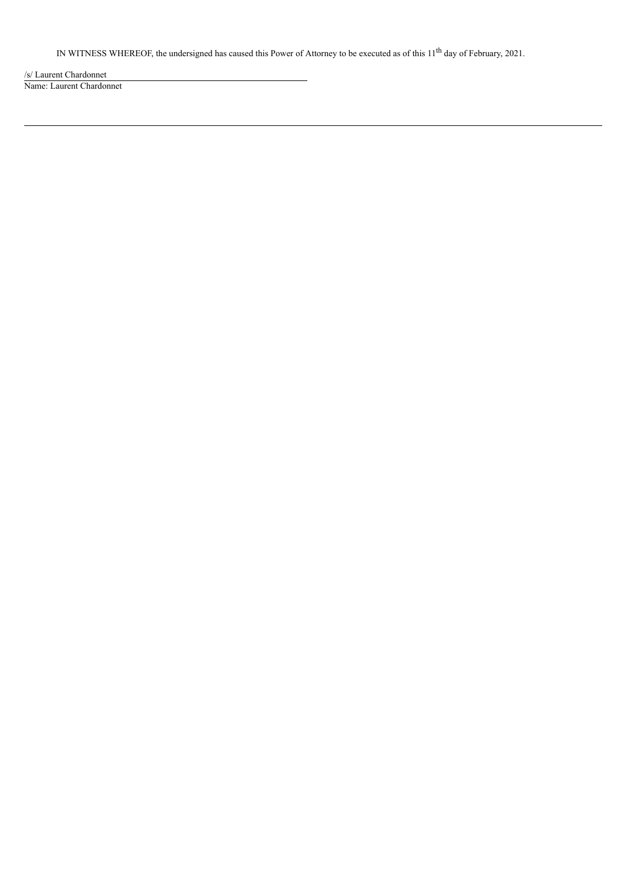IN WITNESS WHEREOF, the undersigned has caused this Power of Attorney to be executed as of this 11th day of February, 2021.

/s/ Laurent Chardonnet

Name: Laurent Chardonnet